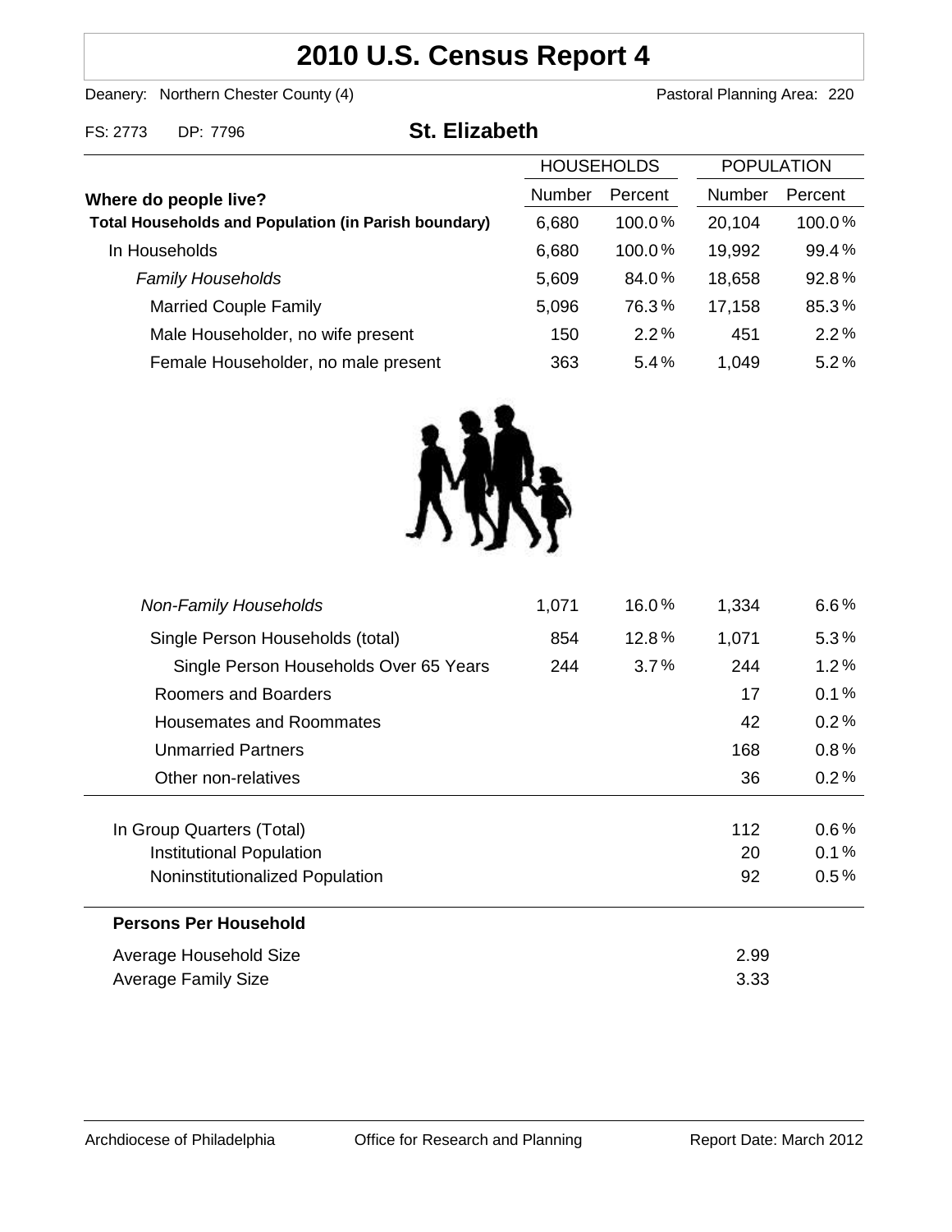# 2010 U.S. Census Report 4

Deanery: Northern Chester County (4) | Pastoral Planning Area: 220

FS: 2773 DP: 7796

## St. Elizabeth

| Where do people live? | HOUSEHOLDS Number | HOUSEHOLDS Percent | POPULATION Number | POPULATION Percent |
|---|---|---|---|---|
| **Total Households and Population (in Parish boundary)** | 6,680 | 100.0% | 20,104 | 100.0% |
| In Households | 6,680 | 100.0% | 19,992 | 99.4% |
| *Family Households* | 5,609 | 84.0% | 18,658 | 92.8% |
| Married Couple Family | 5,096 | 76.3% | 17,158 | 85.3% |
| Male Householder, no wife present | 150 | 2.2% | 451 | 2.2% |
| Female Householder, no male present | 363 | 5.4% | 1,049 | 5.2% |
| *Non-Family Households* | 1,071 | 16.0% | 1,334 | 6.6% |
| Single Person Households (total) | 854 | 12.8% | 1,071 | 5.3% |
| Single Person Households Over 65 Years | 244 | 3.7% | 244 | 1.2% |
| Roomers and Boarders | | | 17 | 0.1% |
| Housemates and Roommates | | | 42 | 0.2% |
| Unmarried Partners | | | 168 | 0.8% |
| Other non-relatives | | | 36 | 0.2% |
| In Group Quarters (Total) | | | 112 | 0.6% |
| Institutional Population | | | 20 | 0.1% |
| Noninstitutionalized Population | | | 92 | 0.5% |

**Persons Per Household**

| | |
|---|---|
| Average Household Size | 2.99 |
| Average Family Size | 3.33 |

Archdiocese of Philadelphia | Office for Research and Planning | Report Date: March 2012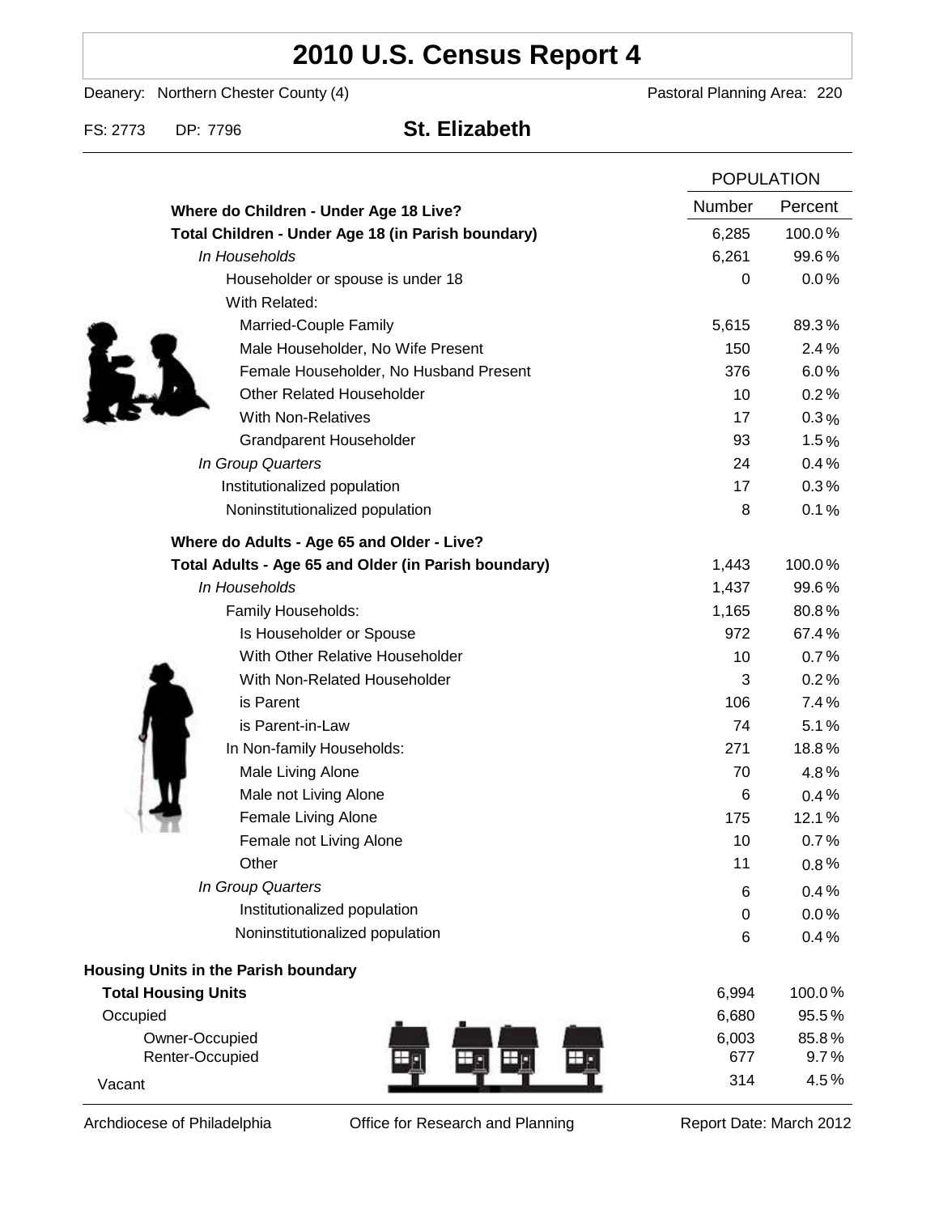# 2010 U.S. Census Report 4

Deanery: Northern Chester County (4) Pastoral Planning Area: 220

FS: 2773 DP: 7796 **St. Elizabeth**

| | POPULATION | |
|---|---|---|
| | Number | Percent |
| **Where do Children - Under Age 18 Live?** | | |
| **Total Children - Under Age 18 (in Parish boundary)** | 6,285 | 100.0% |
| *In Households* | 6,261 | 99.6% |
| Householder or spouse is under 18 | 0 | 0.0% |
| With Related: | | |
| Married-Couple Family | 5,615 | 89.3% |
| Male Householder, No Wife Present | 150 | 2.4% |
| Female Householder, No Husband Present | 376 | 6.0% |
| Other Related Householder | 10 | 0.2% |
| With Non-Relatives | 17 | 0.3% |
| Grandparent Householder | 93 | 1.5% |
| *In Group Quarters* | 24 | 0.4% |
| Institutionalized population | 17 | 0.3% |
| Noninstitutionalized population | 8 | 0.1% |
| **Where do Adults - Age 65 and Older - Live?** | | |
| **Total Adults - Age 65 and Older (in Parish boundary)** | 1,443 | 100.0% |
| *In Households* | 1,437 | 99.6% |
| Family Households: | 1,165 | 80.8% |
| Is Householder or Spouse | 972 | 67.4% |
| With Other Relative Householder | 10 | 0.7% |
| With Non-Related Householder | 3 | 0.2% |
| is Parent | 106 | 7.4% |
| is Parent-in-Law | 74 | 5.1% |
| In Non-family Households: | 271 | 18.8% |
| Male Living Alone | 70 | 4.8% |
| Male not Living Alone | 6 | 0.4% |
| Female Living Alone | 175 | 12.1% |
| Female not Living Alone | 10 | 0.7% |
| Other | 11 | 0.8% |
| *In Group Quarters* | 6 | 0.4% |
| Institutionalized population | 0 | 0.0% |
| Noninstitutionalized population | 6 | 0.4% |
| **Housing Units in the Parish boundary** | | |
| **Total Housing Units** | 6,994 | 100.0% |
| Occupied | 6,680 | 95.5% |
| Owner-Occupied | 6,003 | 85.8% |
| Renter-Occupied | 677 | 9.7% |
| Vacant | 314 | 4.5% |

Archdiocese of Philadelphia Office for Research and Planning Report Date: March 2012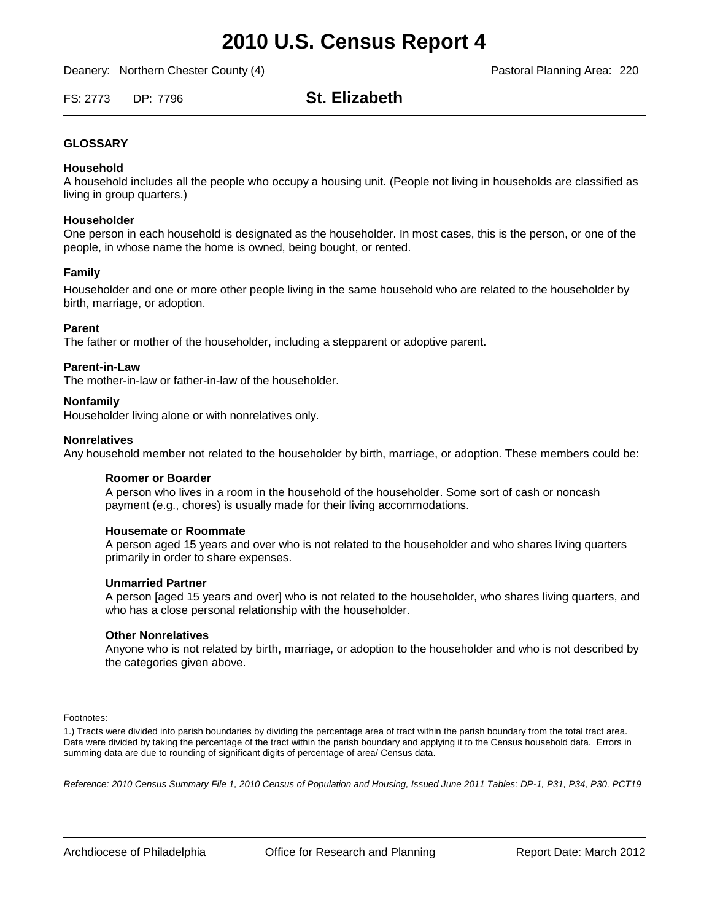# 2010 U.S. Census Report 4

Deanery: Northern Chester County (4)    Pastoral Planning Area: 220

FS: 2773  DP: 7796

## St. Elizabeth

### GLOSSARY

**Household**
A household includes all the people who occupy a housing unit. (People not living in households are classified as living in group quarters.)

**Householder**
One person in each household is designated as the householder. In most cases, this is the person, or one of the people, in whose name the home is owned, being bought, or rented.

**Family**

Householder and one or more other people living in the same household who are related to the householder by birth, marriage, or adoption.

**Parent**
The father or mother of the householder, including a stepparent or adoptive parent.

**Parent-in-Law**
The mother-in-law or father-in-law of the householder.

**Nonfamily**
Householder living alone or with nonrelatives only.

**Nonrelatives**
Any household member not related to the householder by birth, marriage, or adoption. These members could be:

> **Roomer or Boarder**
> A person who lives in a room in the household of the householder. Some sort of cash or noncash payment (e.g., chores) is usually made for their living accommodations.
>
> **Housemate or Roommate**
> A person aged 15 years and over who is not related to the householder and who shares living quarters primarily in order to share expenses.
>
> **Unmarried Partner**
> A person [aged 15 years and over] who is not related to the householder, who shares living quarters, and who has a close personal relationship with the householder.
>
> **Other Nonrelatives**
> Anyone who is not related by birth, marriage, or adoption to the householder and who is not described by the categories given above.

Footnotes:

1.) Tracts were divided into parish boundaries by dividing the percentage area of tract within the parish boundary from the total tract area. Data were divided by taking the percentage of the tract within the parish boundary and applying it to the Census household data. Errors in summing data are due to rounding of significant digits of percentage of area/ Census data.

*Reference: 2010 Census Summary File 1, 2010 Census of Population and Housing, Issued June 2011 Tables: DP-1, P31, P34, P30, PCT19*

Archdiocese of Philadelphia    Office for Research and Planning    Report Date: March 2012